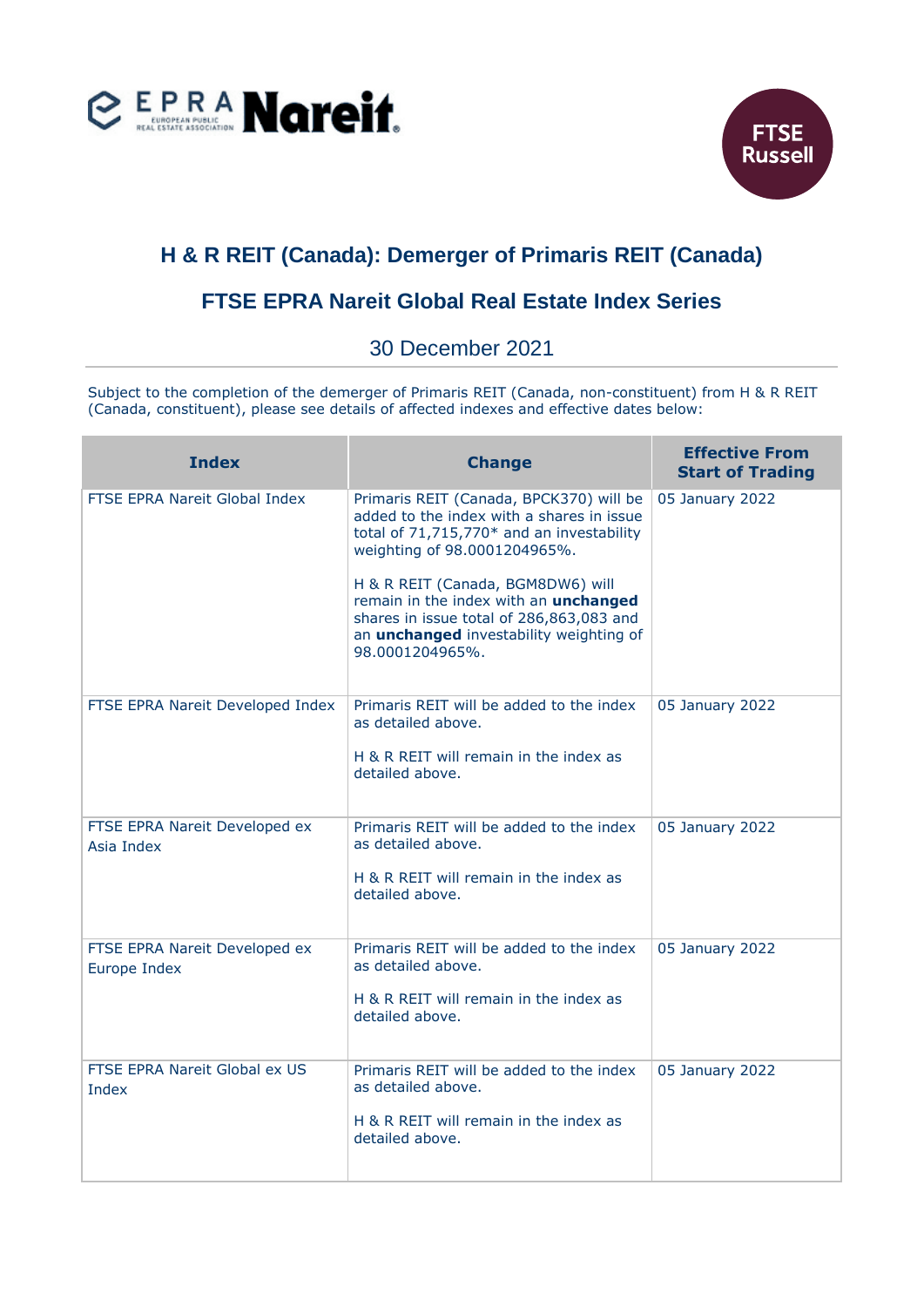# H & R REIT (Canada): Demerger of Primaris REIT (Canada)

## FTSE EPRA Nareit Global Real Estate Index Series

30 December 2021

Subject to the completion of the demerger of Primaris REIT (Canada, non-constituent) from H & R REIT (Canada, constituent), please see details of affected indexes and effective dates below:

| Index | Change | Effective From Start of Trading |
| --- | --- | --- |
| FTSE EPRA Nareit Global Index | Primaris REIT (Canada, BPCK370) will be added to the index with a shares in issue total of 71,715,770* and an investability weighting of 98.0001204965%.<br><br>H & R REIT (Canada, BGM8DW6) will remain in the index with an **unchanged** shares in issue total of 286,863,083 and an **unchanged** investability weighting of 98.0001204965%. | 05 January 2022 |
| FTSE EPRA Nareit Developed Index | Primaris REIT will be added to the index as detailed above.<br><br>H & R REIT will remain in the index as detailed above. | 05 January 2022 |
| FTSE EPRA Nareit Developed ex Asia Index | Primaris REIT will be added to the index as detailed above.<br><br>H & R REIT will remain in the index as detailed above. | 05 January 2022 |
| FTSE EPRA Nareit Developed ex Europe Index | Primaris REIT will be added to the index as detailed above.<br><br>H & R REIT will remain in the index as detailed above. | 05 January 2022 |
| FTSE EPRA Nareit Global ex US Index | Primaris REIT will be added to the index as detailed above.<br><br>H & R REIT will remain in the index as detailed above. | 05 January 2022 |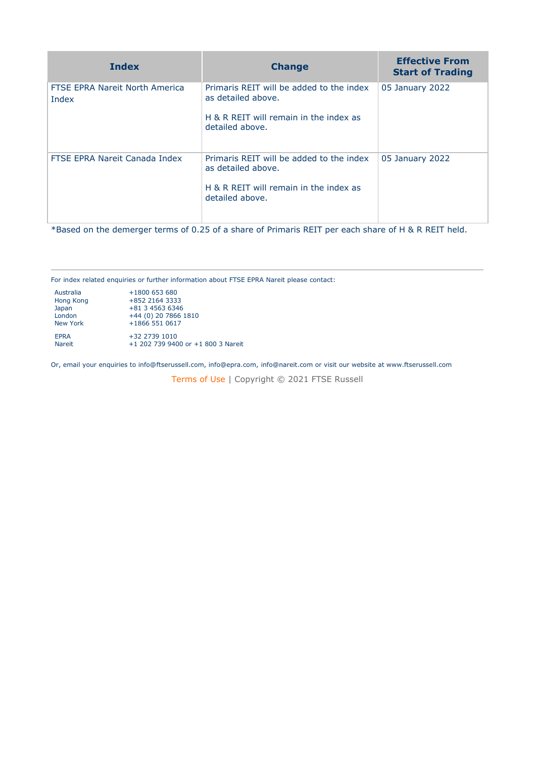| Index | Change | Effective From Start of Trading |
|---|---|---|
| FTSE EPRA Nareit North America Index | Primaris REIT will be added to the index as detailed above.<br><br>H & R REIT will remain in the index as detailed above. | 05 January 2022 |
| FTSE EPRA Nareit Canada Index | Primaris REIT will be added to the index as detailed above.<br><br>H & R REIT will remain in the index as detailed above. | 05 January 2022 |

*Based on the demerger terms of 0.25 of a share of Primaris REIT per each share of H & R REIT held.

---

For index related enquiries or further information about FTSE EPRA Nareit please contact:

| | |
|---|---|
| Australia | +1800 653 680 |
| Hong Kong | +852 2164 3333 |
| Japan | +81 3 4563 6346 |
| London | +44 (0) 20 7866 1810 |
| New York | +1866 551 0617 |
| EPRA | +32 2739 1010 |
| Nareit | +1 202 739 9400 or +1 800 3 Nareit |

Or, email your enquiries to info@ftserussell.com, info@epra.com, info@nareit.com or visit our website at www.ftserussell.com

Terms of Use | Copyright © 2021 FTSE Russell